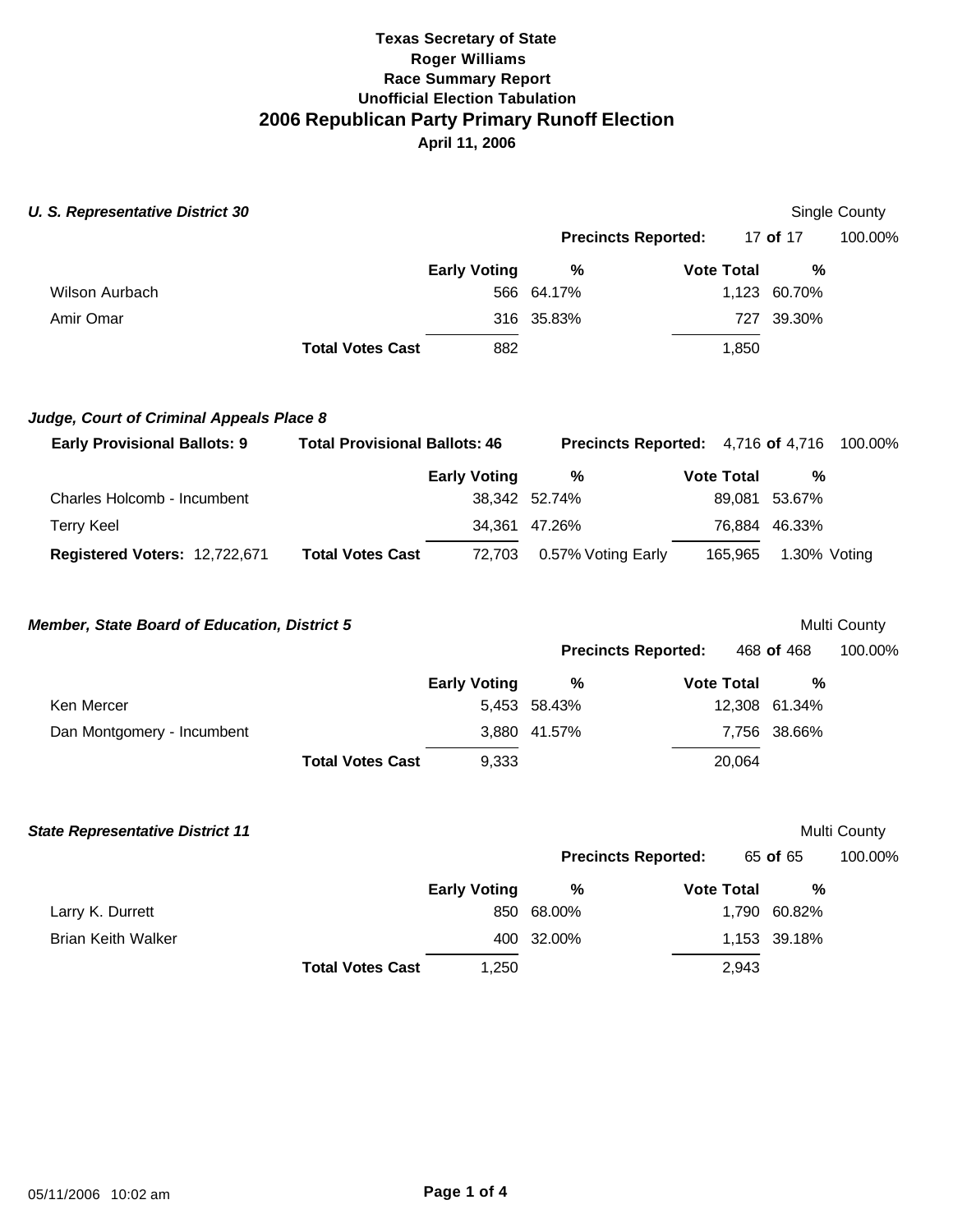**Texas Secretary of State**
**Roger Williams**
**Race Summary Report**
**Unofficial Election Tabulation**

# 2006 Republican Party Primary Runoff Election

**April 11, 2006**

### *U. S. Representative District 30*

Single County

**Precincts Reported:** 17 **of** 17 100.00%

| | | Early Voting | % | Vote Total | % |
|---|---|---|---|---|---|
| Wilson Aurbach | | 566 | 64.17% | 1,123 | 60.70% |
| Amir Omar | | 316 | 35.83% | 727 | 39.30% |
| | **Total Votes Cast** | 882 | | 1,850 | |

### *Judge, Court of Criminal Appeals Place 8*

**Early Provisional Ballots: 9** **Total Provisional Ballots: 46** **Precincts Reported:** 4,716 **of** 4,716 100.00%

| | | Early Voting | % | Vote Total | % |
|---|---|---|---|---|---|
| Charles Holcomb - Incumbent | | 38,342 | 52.74% | 89,081 | 53.67% |
| Terry Keel | | 34,361 | 47.26% | 76,884 | 46.33% |
| **Registered Voters:** 12,722,671 | **Total Votes Cast** | 72,703 | 0.57% Voting Early | 165,965 | 1.30% Voting |

### *Member, State Board of Education, District 5*

Multi County

**Precincts Reported:** 468 **of** 468 100.00%

| | | Early Voting | % | Vote Total | % |
|---|---|---|---|---|---|
| Ken Mercer | | 5,453 | 58.43% | 12,308 | 61.34% |
| Dan Montgomery - Incumbent | | 3,880 | 41.57% | 7,756 | 38.66% |
| | **Total Votes Cast** | 9,333 | | 20,064 | |

### *State Representative District 11*

Multi County

**Precincts Reported:** 65 **of** 65 100.00%

| | | Early Voting | % | Vote Total | % |
|---|---|---|---|---|---|
| Larry K. Durrett | | 850 | 68.00% | 1,790 | 60.82% |
| Brian Keith Walker | | 400 | 32.00% | 1,153 | 39.18% |
| | **Total Votes Cast** | 1,250 | | 2,943 | |

05/11/2006 10:02 am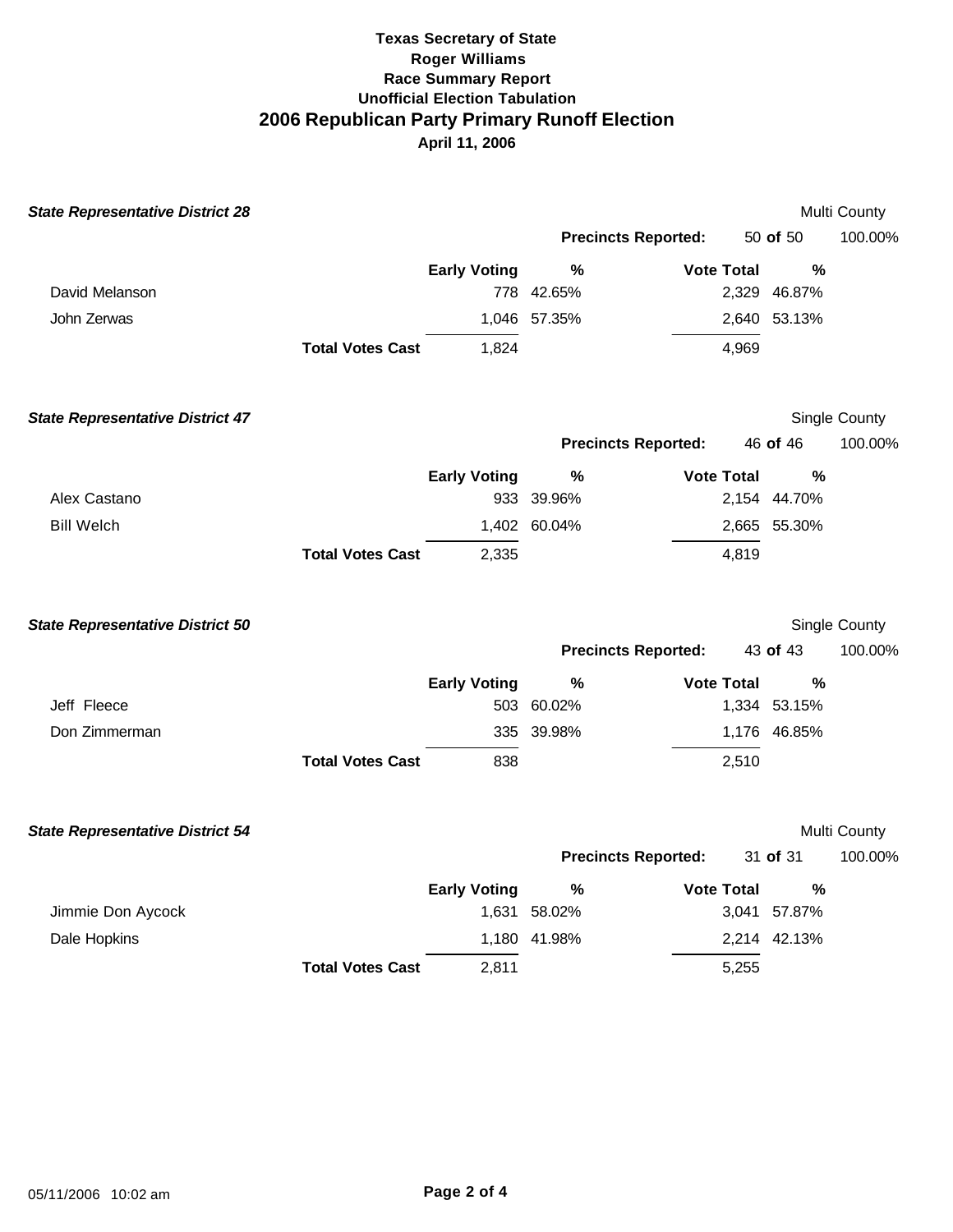**Texas Secretary of State**
**Roger Williams**
**Race Summary Report**
**Unofficial Election Tabulation**

# 2006 Republican Party Primary Runoff Election

**April 11, 2006**

### *State Representative District 28*

Multi County

**Precincts Reported:** 50 **of** 50 100.00%

| | Early Voting | % | Vote Total | % |
|---|---|---|---|---|
| David Melanson | 778 | 42.65% | 2,329 | 46.87% |
| John Zerwas | 1,046 | 57.35% | 2,640 | 53.13% |
| **Total Votes Cast** | 1,824 | | 4,969 | |

### *State Representative District 47*

Single County

**Precincts Reported:** 46 **of** 46 100.00%

| | Early Voting | % | Vote Total | % |
|---|---|---|---|---|
| Alex Castano | 933 | 39.96% | 2,154 | 44.70% |
| Bill Welch | 1,402 | 60.04% | 2,665 | 55.30% |
| **Total Votes Cast** | 2,335 | | 4,819 | |

### *State Representative District 50*

Single County

**Precincts Reported:** 43 **of** 43 100.00%

| | Early Voting | % | Vote Total | % |
|---|---|---|---|---|
| Jeff Fleece | 503 | 60.02% | 1,334 | 53.15% |
| Don Zimmerman | 335 | 39.98% | 1,176 | 46.85% |
| **Total Votes Cast** | 838 | | 2,510 | |

### *State Representative District 54*

Multi County

**Precincts Reported:** 31 **of** 31 100.00%

| | Early Voting | % | Vote Total | % |
|---|---|---|---|---|
| Jimmie Don Aycock | 1,631 | 58.02% | 3,041 | 57.87% |
| Dale Hopkins | 1,180 | 41.98% | 2,214 | 42.13% |
| **Total Votes Cast** | 2,811 | | 5,255 | |

05/11/2006 10:02 am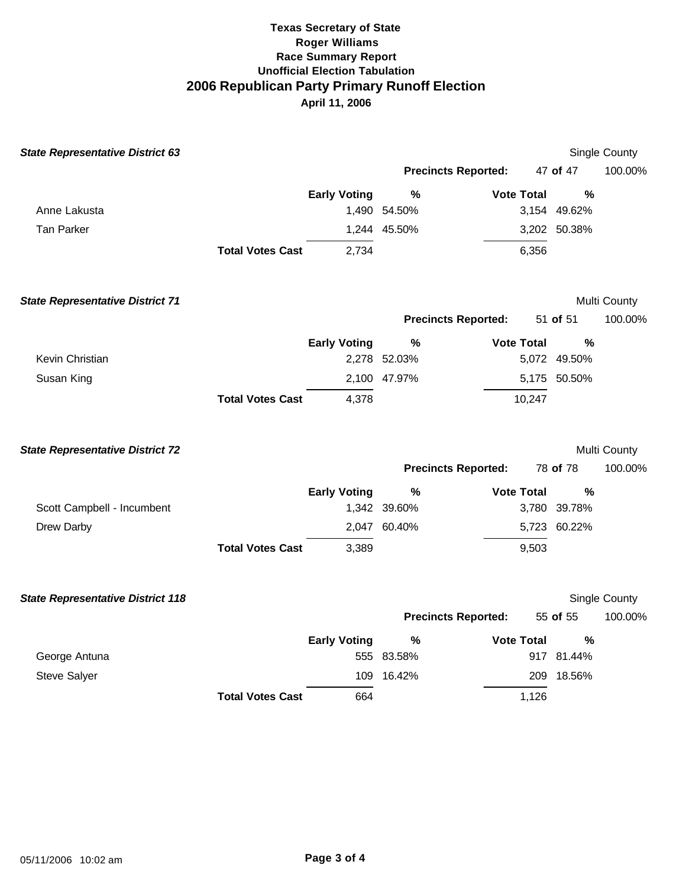**Texas Secretary of State**
**Roger Williams**
**Race Summary Report**
**Unofficial Election Tabulation**

# 2006 Republican Party Primary Runoff Election

**April 11, 2006**

### *State Representative District 63*

Single County

**Precincts Reported:** 47 **of** 47 100.00%

| | Early Voting | % | Vote Total | % |
|---|---|---|---|---|
| Anne Lakusta | 1,490 | 54.50% | 3,154 | 49.62% |
| Tan Parker | 1,244 | 45.50% | 3,202 | 50.38% |
| **Total Votes Cast** | 2,734 | | 6,356 | |

### *State Representative District 71*

Multi County

**Precincts Reported:** 51 **of** 51 100.00%

| | Early Voting | % | Vote Total | % |
|---|---|---|---|---|
| Kevin Christian | 2,278 | 52.03% | 5,072 | 49.50% |
| Susan King | 2,100 | 47.97% | 5,175 | 50.50% |
| **Total Votes Cast** | 4,378 | | 10,247 | |

### *State Representative District 72*

Multi County

**Precincts Reported:** 78 **of** 78 100.00%

| | Early Voting | % | Vote Total | % |
|---|---|---|---|---|
| Scott Campbell - Incumbent | 1,342 | 39.60% | 3,780 | 39.78% |
| Drew Darby | 2,047 | 60.40% | 5,723 | 60.22% |
| **Total Votes Cast** | 3,389 | | 9,503 | |

### *State Representative District 118*

Single County

**Precincts Reported:** 55 **of** 55 100.00%

| | Early Voting | % | Vote Total | % |
|---|---|---|---|---|
| George Antuna | 555 | 83.58% | 917 | 81.44% |
| Steve Salyer | 109 | 16.42% | 209 | 18.56% |
| **Total Votes Cast** | 664 | | 1,126 | |

05/11/2006 10:02 am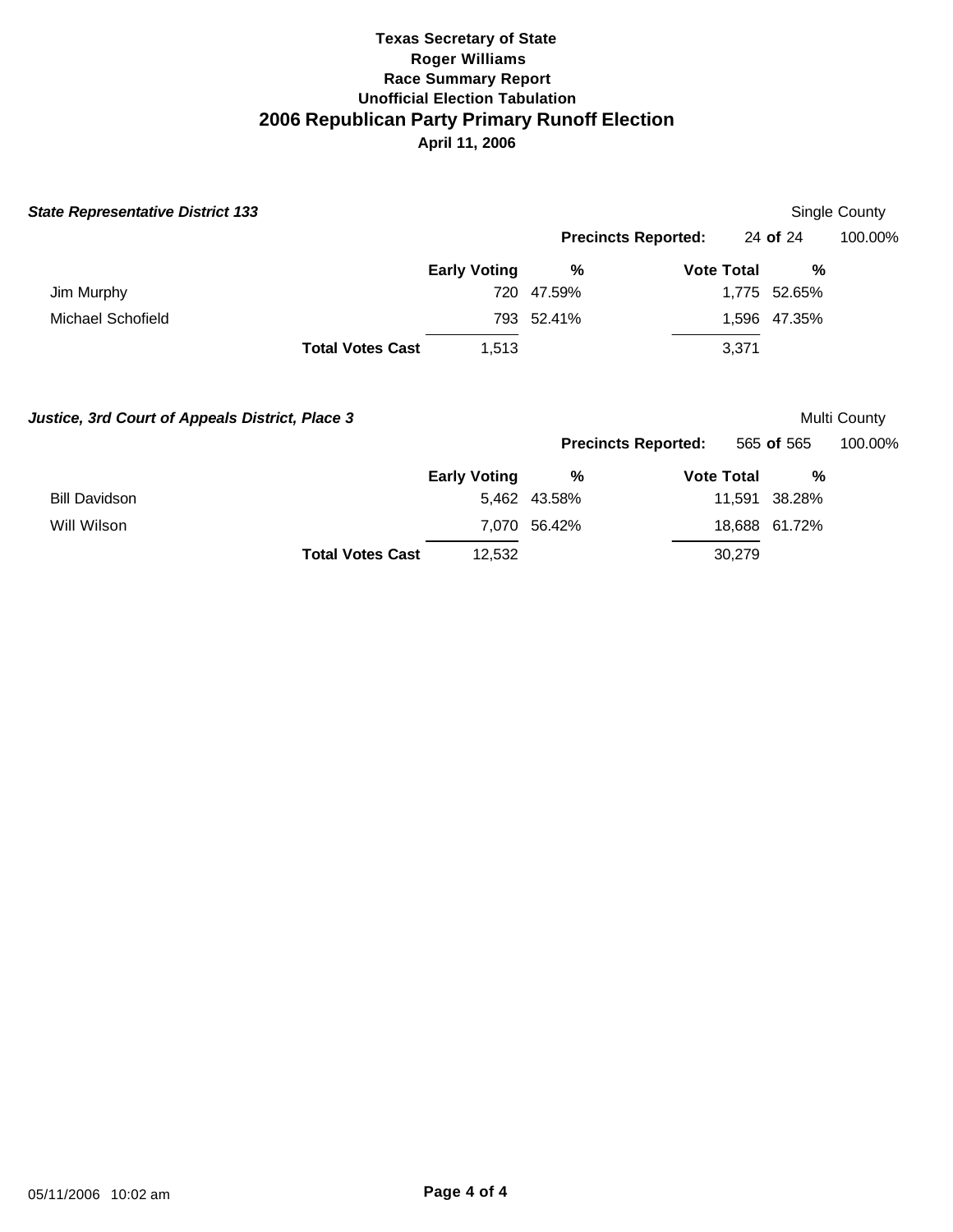**Texas Secretary of State**
**Roger Williams**
**Race Summary Report**
**Unofficial Election Tabulation**

# 2006 Republican Party Primary Runoff Election

**April 11, 2006**

### *State Representative District 133*

Single County

**Precincts Reported:** 24 **of** 24 100.00%

| | Early Voting | % | Vote Total | % |
|---|---|---|---|---|
| Jim Murphy | 720 | 47.59% | 1,775 | 52.65% |
| Michael Schofield | 793 | 52.41% | 1,596 | 47.35% |
| **Total Votes Cast** | 1,513 | | 3,371 | |

### *Justice, 3rd Court of Appeals District, Place 3*

Multi County

**Precincts Reported:** 565 **of** 565 100.00%

| | Early Voting | % | Vote Total | % |
|---|---|---|---|---|
| Bill Davidson | 5,462 | 43.58% | 11,591 | 38.28% |
| Will Wilson | 7,070 | 56.42% | 18,688 | 61.72% |
| **Total Votes Cast** | 12,532 | | 30,279 | |

05/11/2006 10:02 am